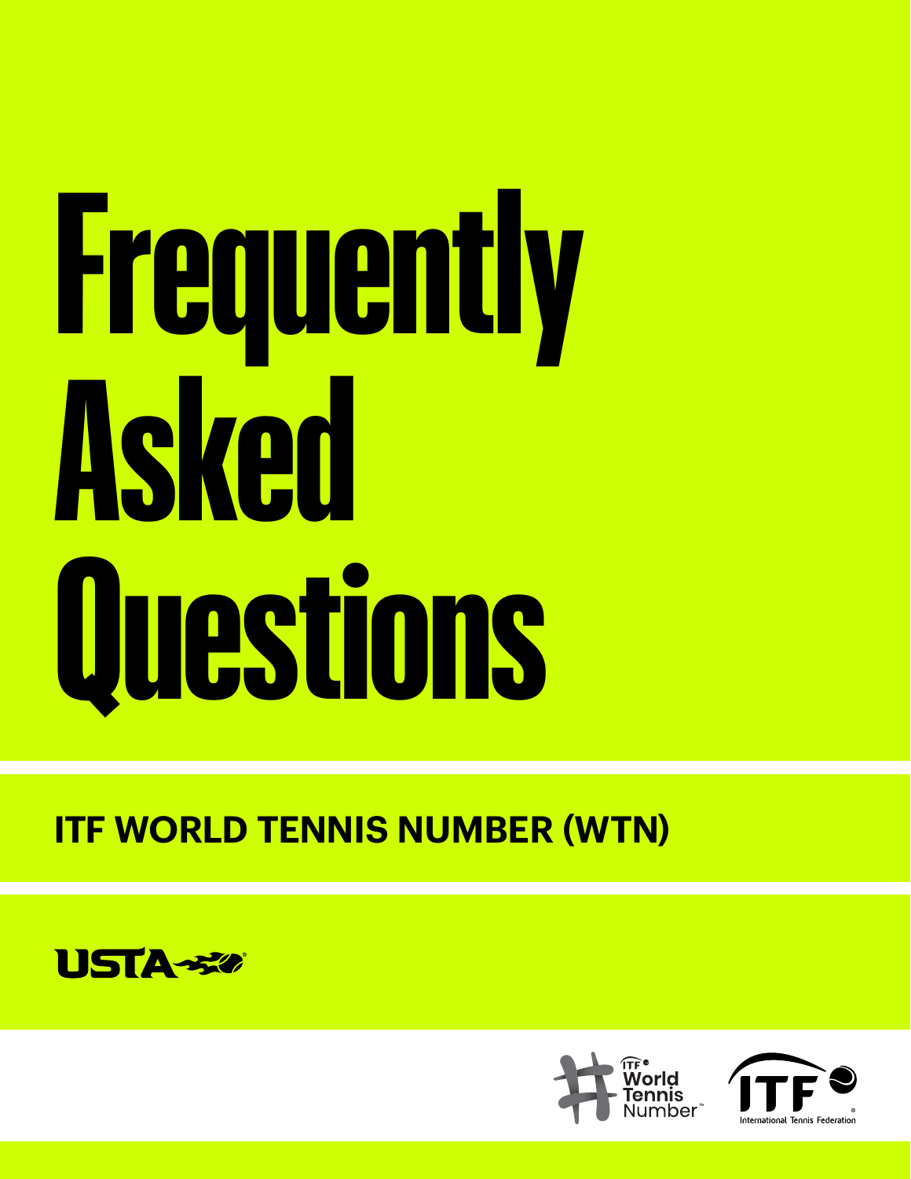# Frequently Asked Questions

## ITF WORLD TENNIS NUMBER (WTN)

USTA

ITF World Tennis Number™

ITF International Tennis Federation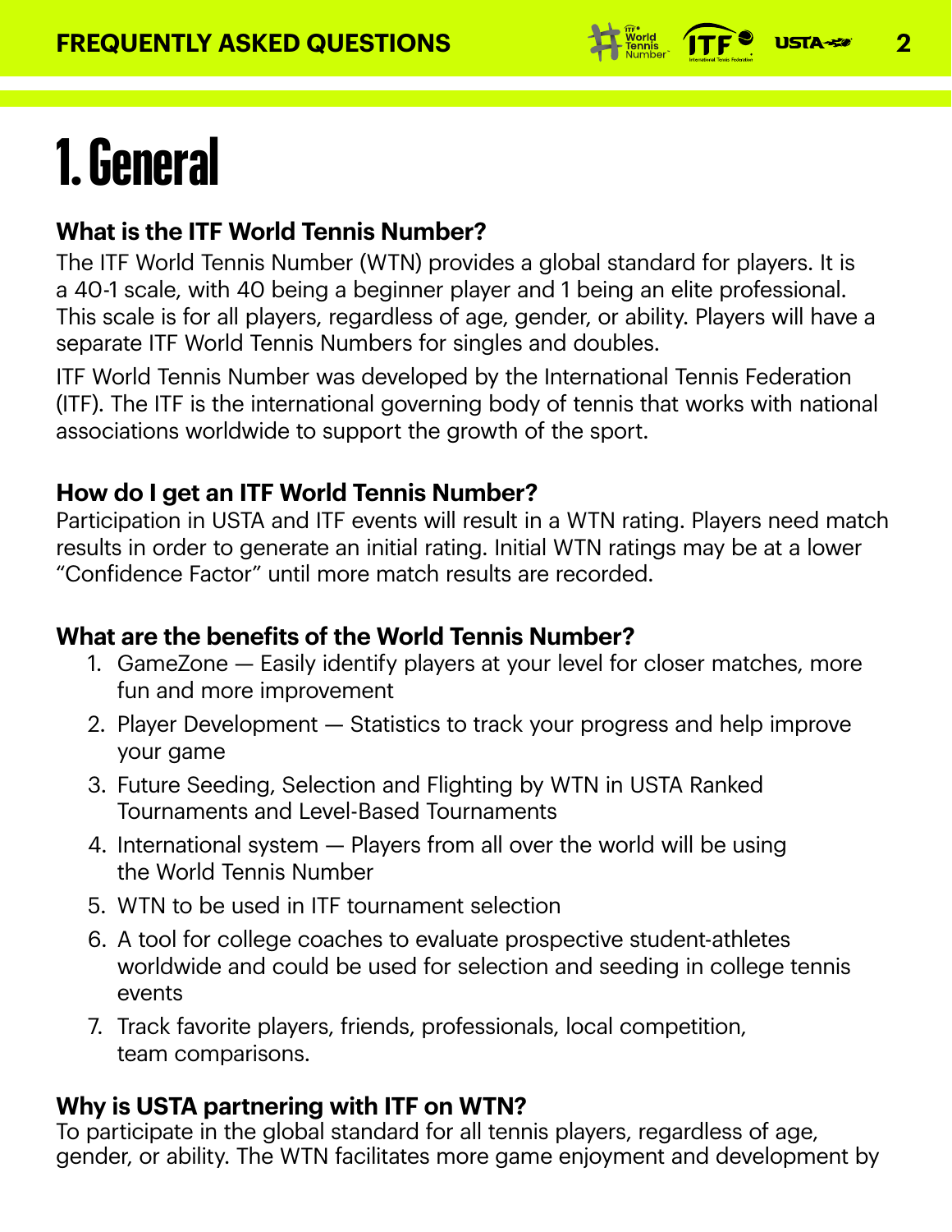# 1. General

### What is the ITF World Tennis Number?

The ITF World Tennis Number (WTN) provides a global standard for players. It is a 40-1 scale, with 40 being a beginner player and 1 being an elite professional. This scale is for all players, regardless of age, gender, or ability. Players will have a separate ITF World Tennis Numbers for singles and doubles.

ITF World Tennis Number was developed by the International Tennis Federation (ITF). The ITF is the international governing body of tennis that works with national associations worldwide to support the growth of the sport.

### How do I get an ITF World Tennis Number?

Participation in USTA and ITF events will result in a WTN rating. Players need match results in order to generate an initial rating. Initial WTN ratings may be at a lower "Confidence Factor" until more match results are recorded.

### What are the benefits of the World Tennis Number?

1. GameZone — Easily identify players at your level for closer matches, more fun and more improvement
2. Player Development — Statistics to track your progress and help improve your game
3. Future Seeding, Selection and Flighting by WTN in USTA Ranked Tournaments and Level-Based Tournaments
4. International system — Players from all over the world will be using the World Tennis Number
5. WTN to be used in ITF tournament selection
6. A tool for college coaches to evaluate prospective student-athletes worldwide and could be used for selection and seeding in college tennis events
7. Track favorite players, friends, professionals, local competition, team comparisons.

### Why is USTA partnering with ITF on WTN?

To participate in the global standard for all tennis players, regardless of age, gender, or ability. The WTN facilitates more game enjoyment and development by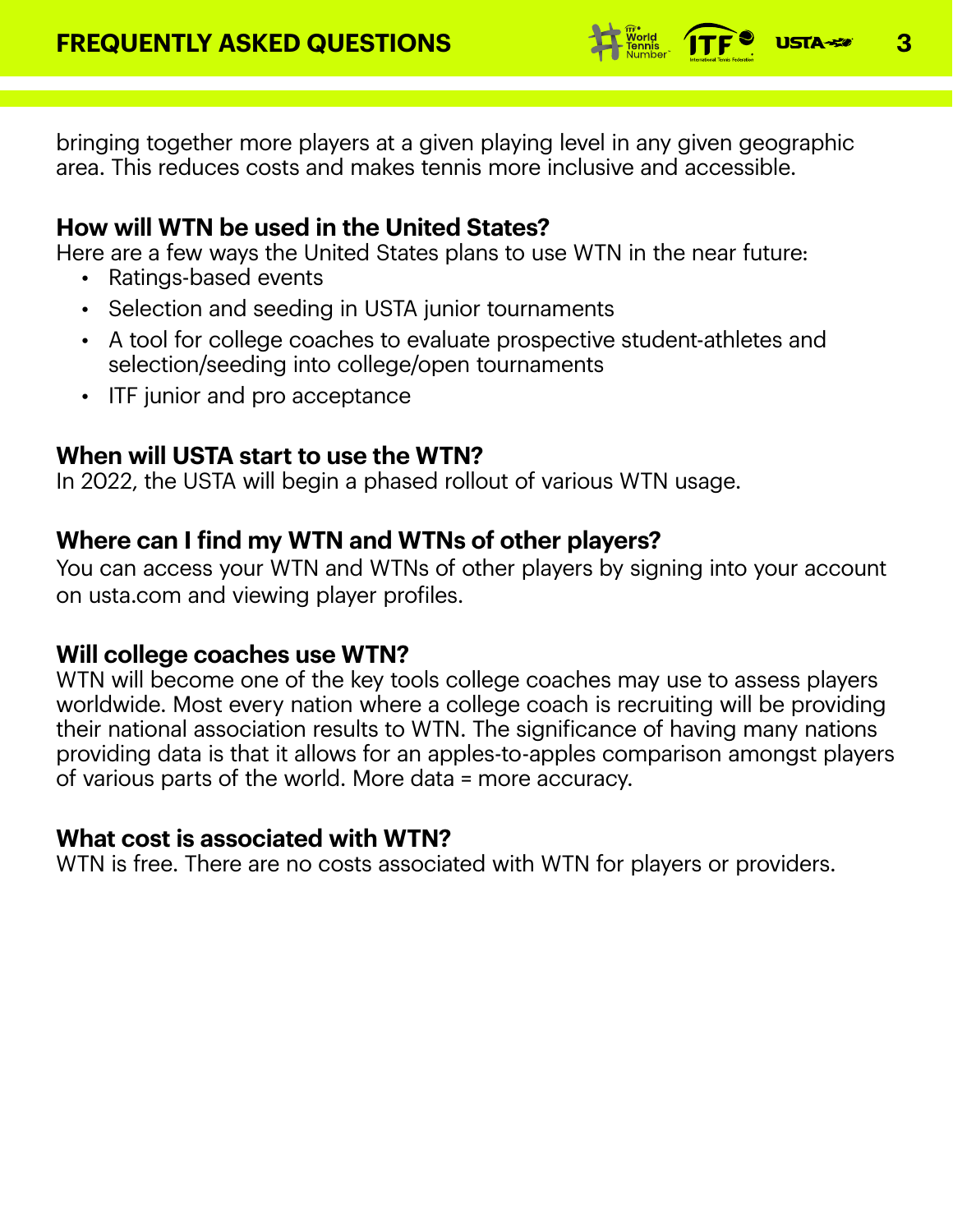bringing together more players at a given playing level in any given geographic area. This reduces costs and makes tennis more inclusive and accessible.

### How will WTN be used in the United States?

Here are a few ways the United States plans to use WTN in the near future:

- Ratings-based events
- Selection and seeding in USTA junior tournaments
- A tool for college coaches to evaluate prospective student-athletes and selection/seeding into college/open tournaments
- ITF junior and pro acceptance

### When will USTA start to use the WTN?

In 2022, the USTA will begin a phased rollout of various WTN usage.

### Where can I find my WTN and WTNs of other players?

You can access your WTN and WTNs of other players by signing into your account on usta.com and viewing player profiles.

### Will college coaches use WTN?

WTN will become one of the key tools college coaches may use to assess players worldwide. Most every nation where a college coach is recruiting will be providing their national association results to WTN. The significance of having many nations providing data is that it allows for an apples-to-apples comparison amongst players of various parts of the world. More data = more accuracy.

### What cost is associated with WTN?

WTN is free. There are no costs associated with WTN for players or providers.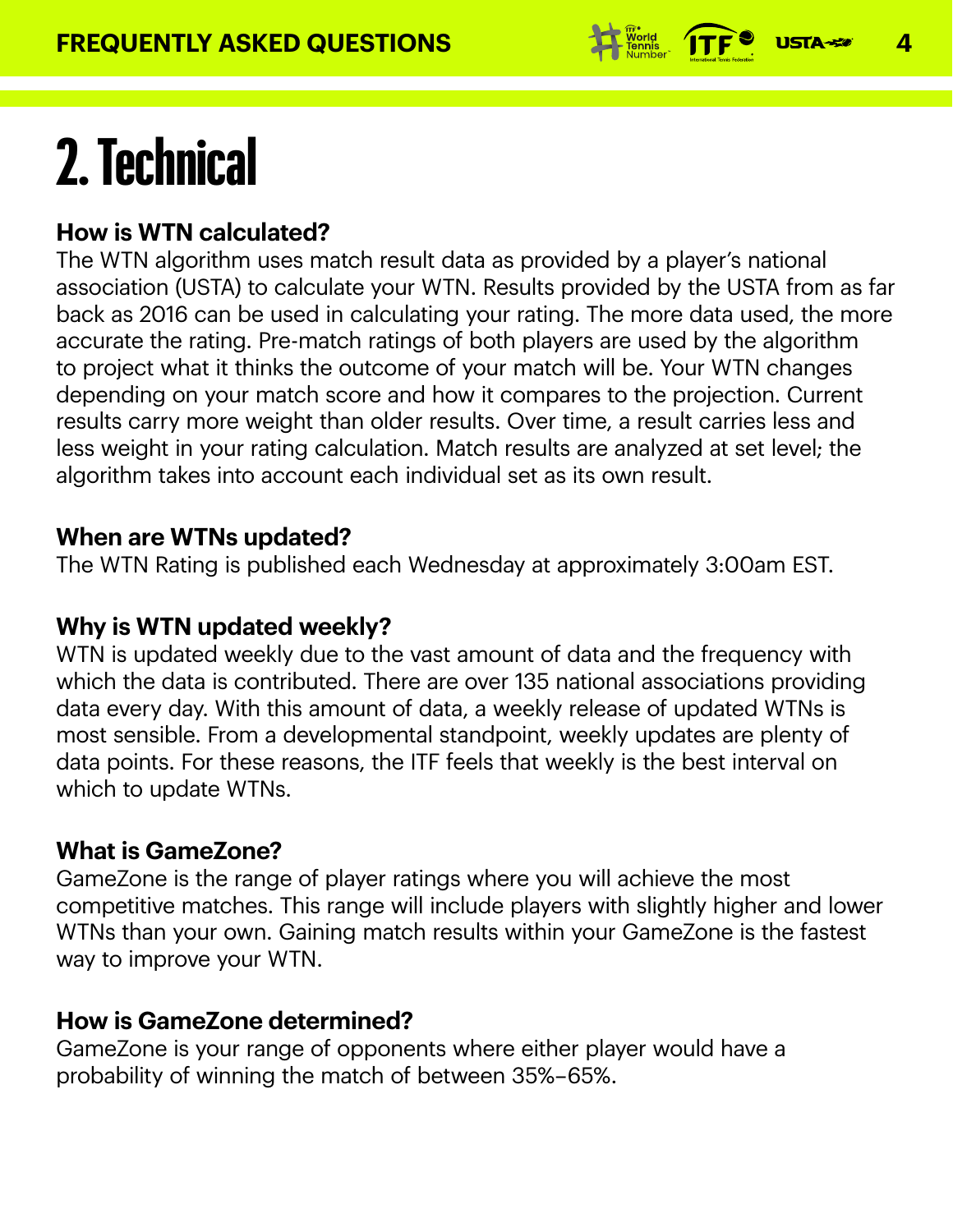# 2. Technical

**How is WTN calculated?**

The WTN algorithm uses match result data as provided by a player's national association (USTA) to calculate your WTN. Results provided by the USTA from as far back as 2016 can be used in calculating your rating. The more data used, the more accurate the rating. Pre-match ratings of both players are used by the algorithm to project what it thinks the outcome of your match will be. Your WTN changes depending on your match score and how it compares to the projection. Current results carry more weight than older results. Over time, a result carries less and less weight in your rating calculation. Match results are analyzed at set level; the algorithm takes into account each individual set as its own result.

**When are WTNs updated?**

The WTN Rating is published each Wednesday at approximately 3:00am EST.

**Why is WTN updated weekly?**

WTN is updated weekly due to the vast amount of data and the frequency with which the data is contributed. There are over 135 national associations providing data every day. With this amount of data, a weekly release of updated WTNs is most sensible. From a developmental standpoint, weekly updates are plenty of data points. For these reasons, the ITF feels that weekly is the best interval on which to update WTNs.

**What is GameZone?**

GameZone is the range of player ratings where you will achieve the most competitive matches. This range will include players with slightly higher and lower WTNs than your own. Gaining match results within your GameZone is the fastest way to improve your WTN.

**How is GameZone determined?**

GameZone is your range of opponents where either player would have a probability of winning the match of between 35%–65%.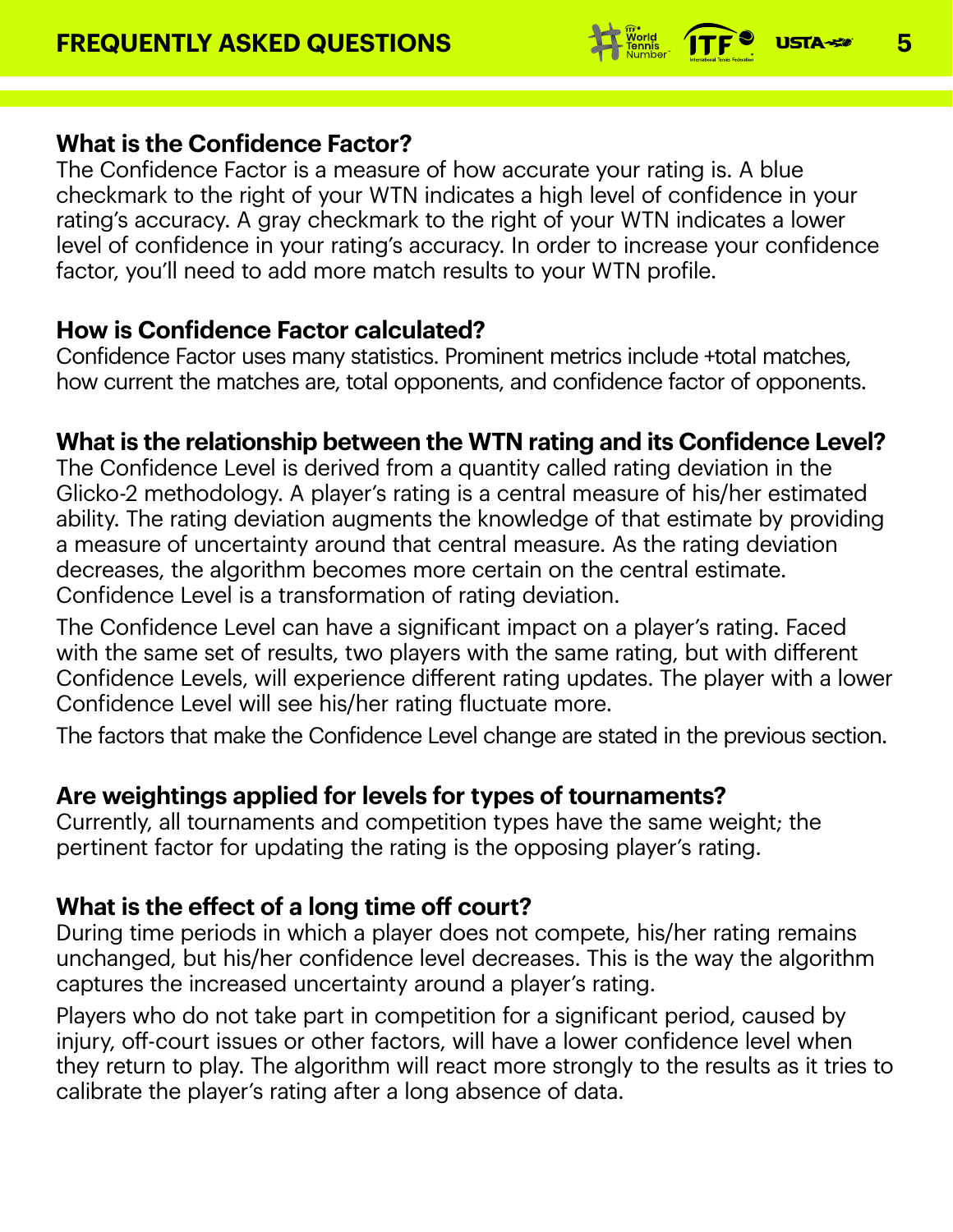## What is the Confidence Factor?

The Confidence Factor is a measure of how accurate your rating is. A blue checkmark to the right of your WTN indicates a high level of confidence in your rating's accuracy. A gray checkmark to the right of your WTN indicates a lower level of confidence in your rating's accuracy. In order to increase your confidence factor, you'll need to add more match results to your WTN profile.

## How is Confidence Factor calculated?

Confidence Factor uses many statistics. Prominent metrics include +total matches, how current the matches are, total opponents, and confidence factor of opponents.

## What is the relationship between the WTN rating and its Confidence Level?

The Confidence Level is derived from a quantity called rating deviation in the Glicko-2 methodology. A player's rating is a central measure of his/her estimated ability. The rating deviation augments the knowledge of that estimate by providing a measure of uncertainty around that central measure. As the rating deviation decreases, the algorithm becomes more certain on the central estimate. Confidence Level is a transformation of rating deviation.

The Confidence Level can have a significant impact on a player's rating. Faced with the same set of results, two players with the same rating, but with different Confidence Levels, will experience different rating updates. The player with a lower Confidence Level will see his/her rating fluctuate more.

The factors that make the Confidence Level change are stated in the previous section.

## Are weightings applied for levels for types of tournaments?

Currently, all tournaments and competition types have the same weight; the pertinent factor for updating the rating is the opposing player's rating.

## What is the effect of a long time off court?

During time periods in which a player does not compete, his/her rating remains unchanged, but his/her confidence level decreases. This is the way the algorithm captures the increased uncertainty around a player's rating.

Players who do not take part in competition for a significant period, caused by injury, off-court issues or other factors, will have a lower confidence level when they return to play. The algorithm will react more strongly to the results as it tries to calibrate the player's rating after a long absence of data.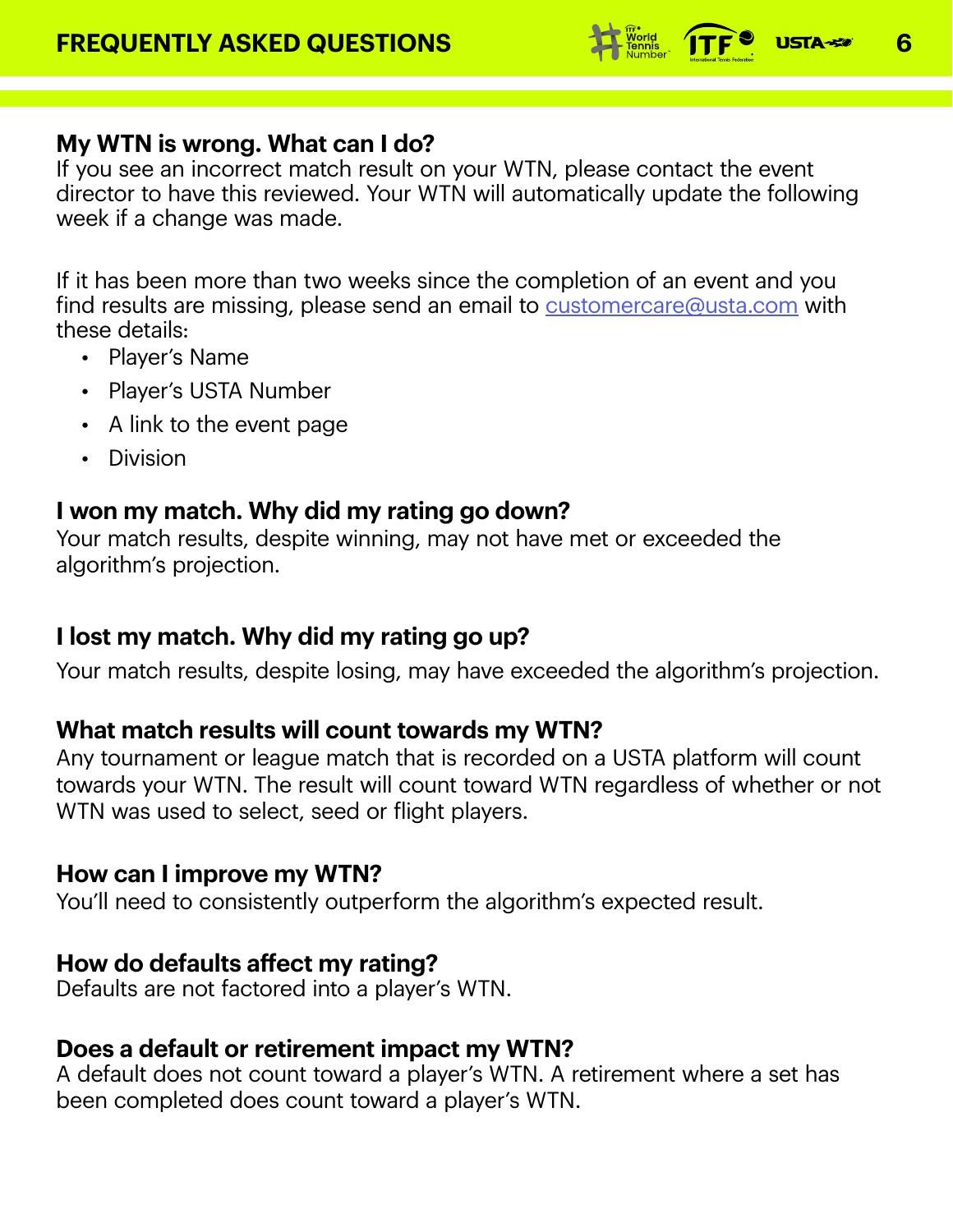### My WTN is wrong. What can I do?

If you see an incorrect match result on your WTN, please contact the event director to have this reviewed. Your WTN will automatically update the following week if a change was made.

If it has been more than two weeks since the completion of an event and you find results are missing, please send an email to customercare@usta.com with these details:

- Player's Name
- Player's USTA Number
- A link to the event page
- Division

### I won my match. Why did my rating go down?

Your match results, despite winning, may not have met or exceeded the algorithm's projection.

### I lost my match. Why did my rating go up?

Your match results, despite losing, may have exceeded the algorithm's projection.

### What match results will count towards my WTN?

Any tournament or league match that is recorded on a USTA platform will count towards your WTN. The result will count toward WTN regardless of whether or not WTN was used to select, seed or flight players.

### How can I improve my WTN?

You'll need to consistently outperform the algorithm's expected result.

### How do defaults affect my rating?

Defaults are not factored into a player's WTN.

### Does a default or retirement impact my WTN?

A default does not count toward a player's WTN. A retirement where a set has been completed does count toward a player's WTN.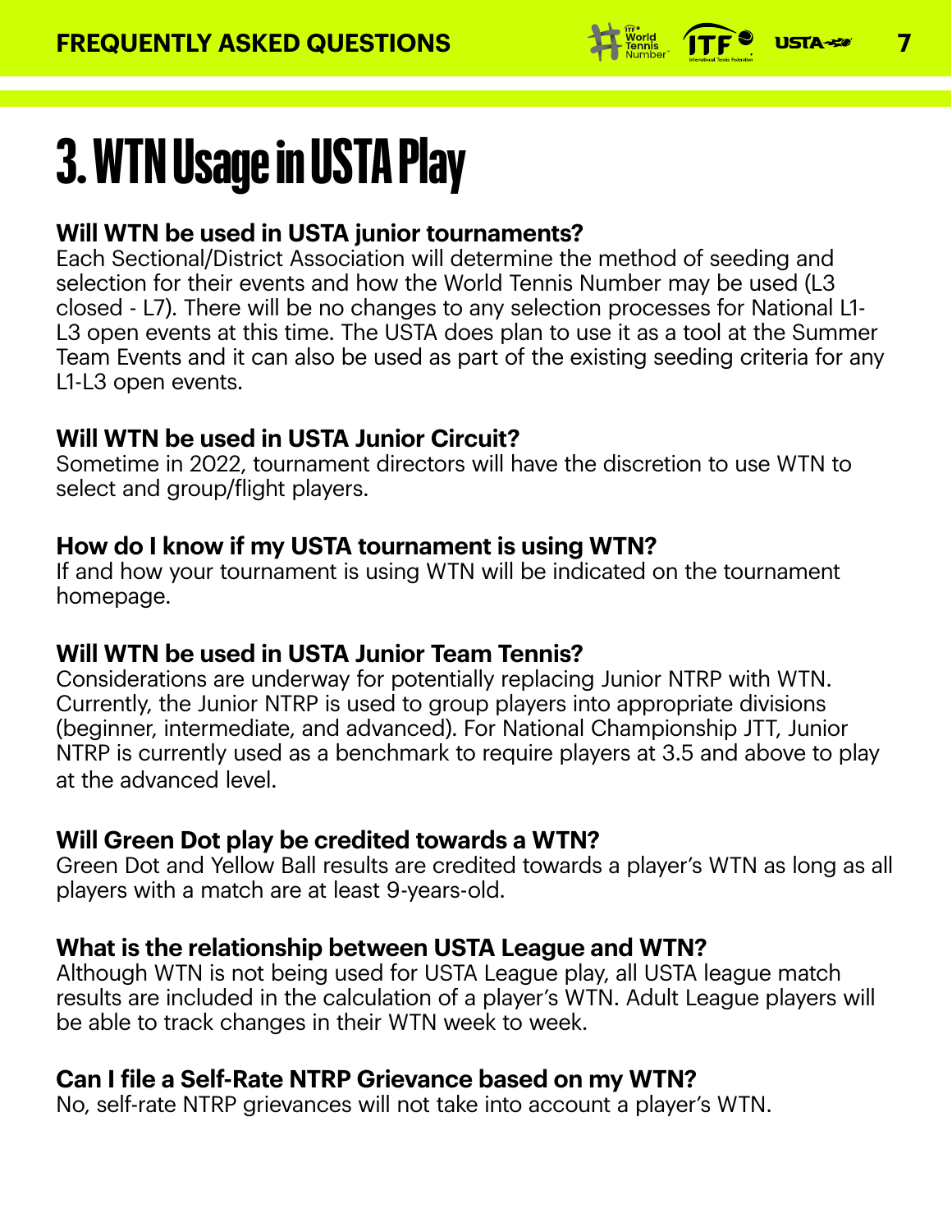# 3. WTN Usage in USTA Play

### Will WTN be used in USTA junior tournaments?

Each Sectional/District Association will determine the method of seeding and selection for their events and how the World Tennis Number may be used (L3 closed - L7). There will be no changes to any selection processes for National L1-L3 open events at this time. The USTA does plan to use it as a tool at the Summer Team Events and it can also be used as part of the existing seeding criteria for any L1-L3 open events.

### Will WTN be used in USTA Junior Circuit?

Sometime in 2022, tournament directors will have the discretion to use WTN to select and group/flight players.

### How do I know if my USTA tournament is using WTN?

If and how your tournament is using WTN will be indicated on the tournament homepage.

### Will WTN be used in USTA Junior Team Tennis?

Considerations are underway for potentially replacing Junior NTRP with WTN. Currently, the Junior NTRP is used to group players into appropriate divisions (beginner, intermediate, and advanced). For National Championship JTT, Junior NTRP is currently used as a benchmark to require players at 3.5 and above to play at the advanced level.

### Will Green Dot play be credited towards a WTN?

Green Dot and Yellow Ball results are credited towards a player's WTN as long as all players with a match are at least 9-years-old.

### What is the relationship between USTA League and WTN?

Although WTN is not being used for USTA League play, all USTA league match results are included in the calculation of a player's WTN. Adult League players will be able to track changes in their WTN week to week.

### Can I file a Self-Rate NTRP Grievance based on my WTN?

No, self-rate NTRP grievances will not take into account a player's WTN.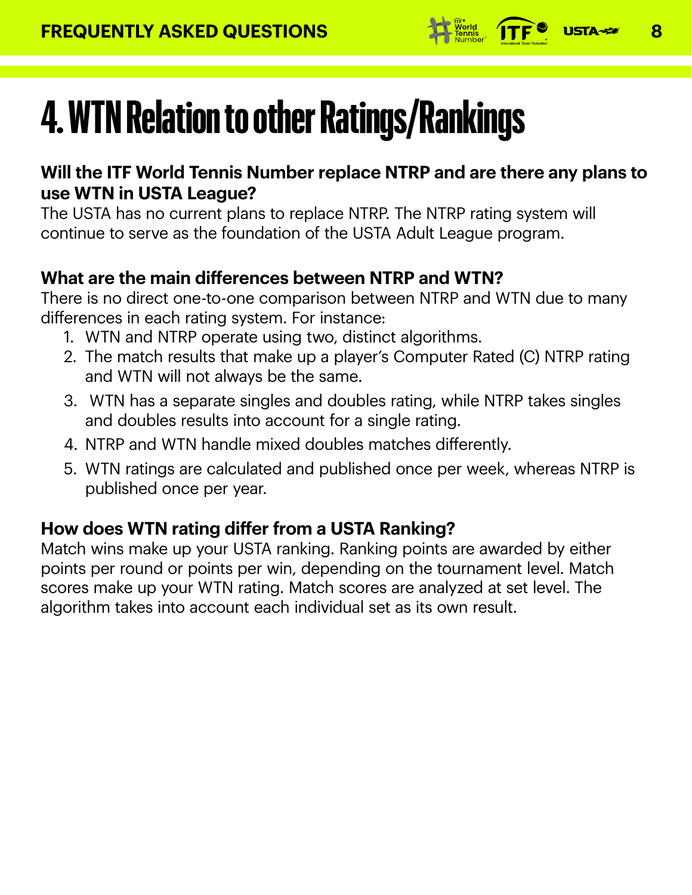# 4. WTN Relation to other Ratings/Rankings

**Will the ITF World Tennis Number replace NTRP and are there any plans to use WTN in USTA League?**

The USTA has no current plans to replace NTRP. The NTRP rating system will continue to serve as the foundation of the USTA Adult League program.

**What are the main differences between NTRP and WTN?**

There is no direct one-to-one comparison between NTRP and WTN due to many differences in each rating system. For instance:

1. WTN and NTRP operate using two, distinct algorithms.
2. The match results that make up a player's Computer Rated (C) NTRP rating and WTN will not always be the same.
3. WTN has a separate singles and doubles rating, while NTRP takes singles and doubles results into account for a single rating.
4. NTRP and WTN handle mixed doubles matches differently.
5. WTN ratings are calculated and published once per week, whereas NTRP is published once per year.

**How does WTN rating differ from a USTA Ranking?**

Match wins make up your USTA ranking. Ranking points are awarded by either points per round or points per win, depending on the tournament level. Match scores make up your WTN rating. Match scores are analyzed at set level. The algorithm takes into account each individual set as its own result.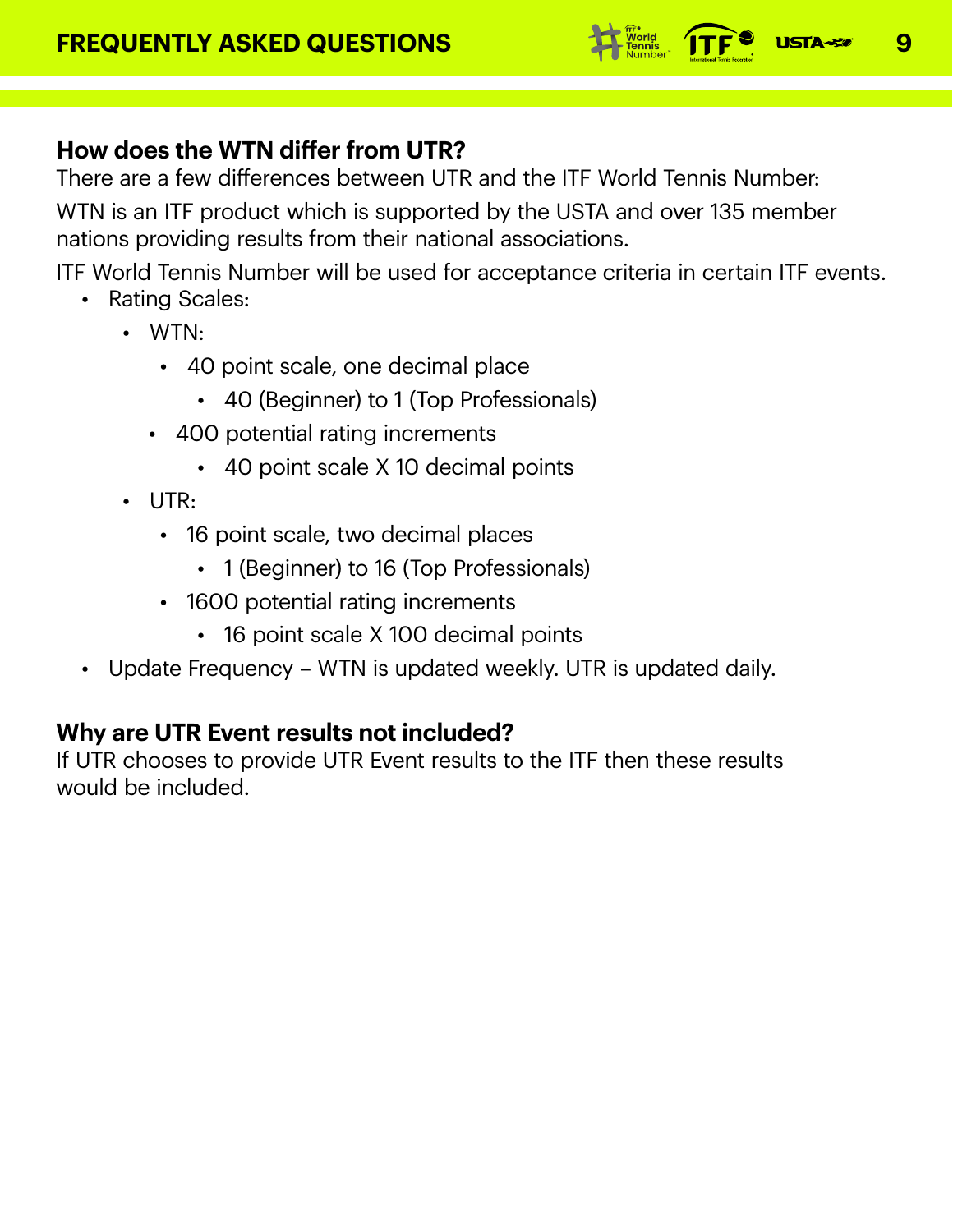### How does the WTN differ from UTR?

There are a few differences between UTR and the ITF World Tennis Number:

WTN is an ITF product which is supported by the USTA and over 135 member nations providing results from their national associations.

ITF World Tennis Number will be used for acceptance criteria in certain ITF events.

- Rating Scales:
  - WTN:
    - 40 point scale, one decimal place
      - 40 (Beginner) to 1 (Top Professionals)
    - 400 potential rating increments
      - 40 point scale X 10 decimal points
  - UTR:
    - 16 point scale, two decimal places
      - 1 (Beginner) to 16 (Top Professionals)
    - 1600 potential rating increments
      - 16 point scale X 100 decimal points
- Update Frequency – WTN is updated weekly. UTR is updated daily.

### Why are UTR Event results not included?

If UTR chooses to provide UTR Event results to the ITF then these results would be included.